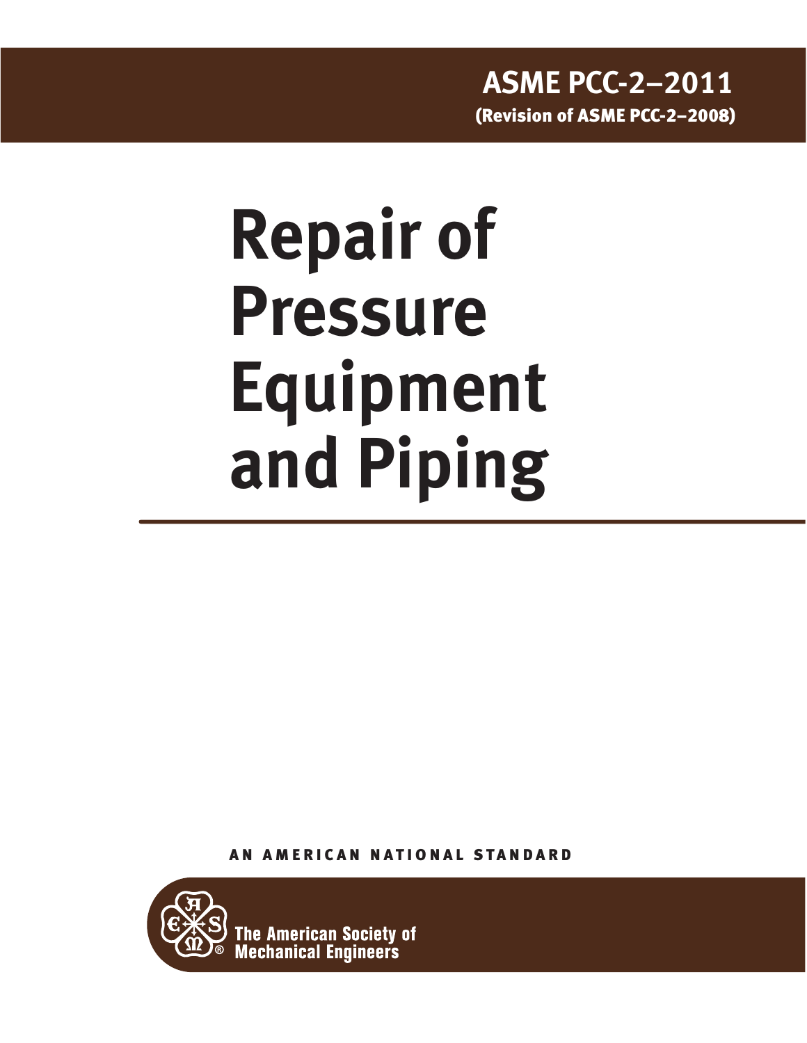**ASME PCC-2–2011**
**(Revision of ASME PCC-2–2008)**

# Repair of Pressure Equipment and Piping

AN AMERICAN NATIONAL STANDARD

The American Society of Mechanical Engineers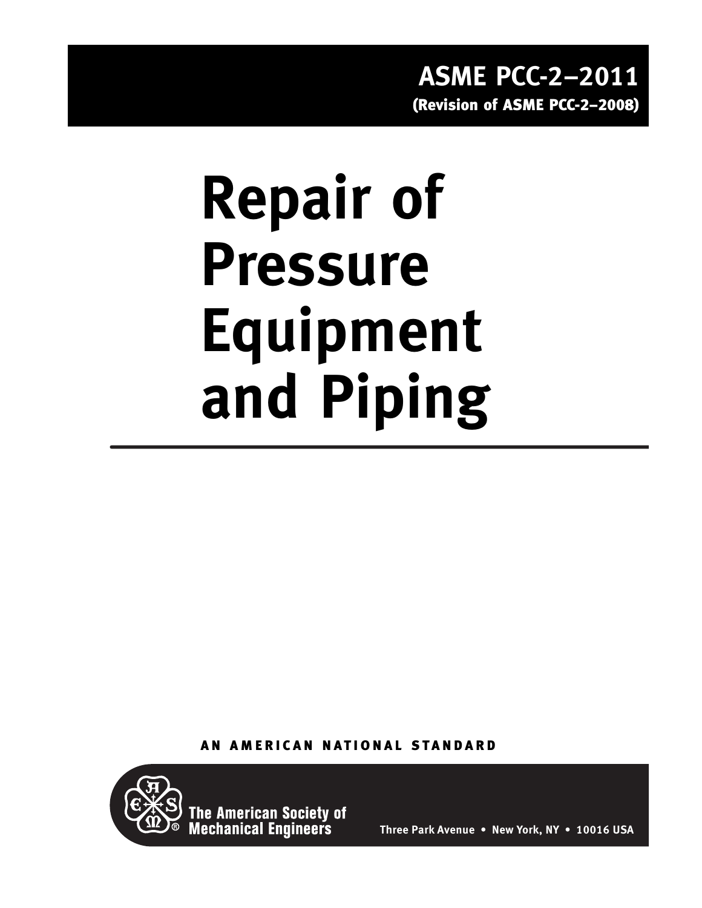**ASME PCC-2–2011**
**(Revision of ASME PCC-2–2008)**

# Repair of Pressure Equipment and Piping

**AN AMERICAN NATIONAL STANDARD**

**The American Society of Mechanical Engineers**

**Three Park Avenue • New York, NY • 10016 USA**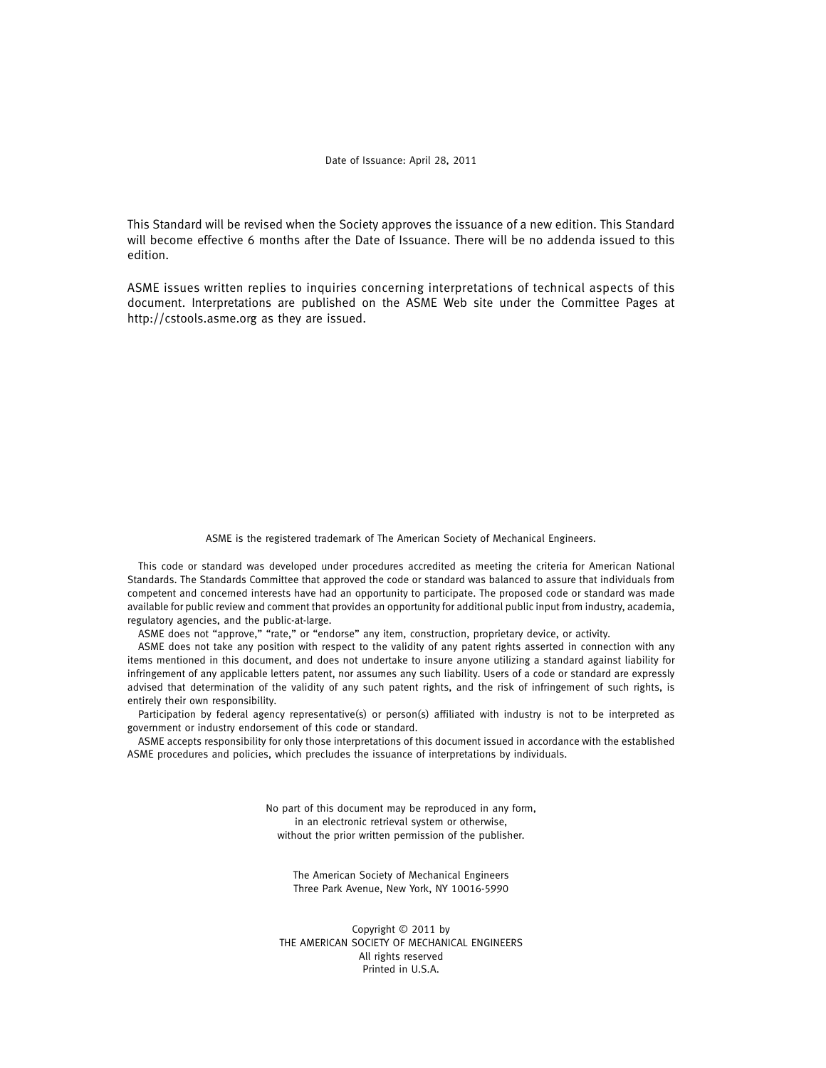Date of Issuance: April 28, 2011

This Standard will be revised when the Society approves the issuance of a new edition. This Standard will become effective 6 months after the Date of Issuance. There will be no addenda issued to this edition.

ASME issues written replies to inquiries concerning interpretations of technical aspects of this document. Interpretations are published on the ASME Web site under the Committee Pages at http://cstools.asme.org as they are issued.

ASME is the registered trademark of The American Society of Mechanical Engineers.

This code or standard was developed under procedures accredited as meeting the criteria for American National Standards. The Standards Committee that approved the code or standard was balanced to assure that individuals from competent and concerned interests have had an opportunity to participate. The proposed code or standard was made available for public review and comment that provides an opportunity for additional public input from industry, academia, regulatory agencies, and the public-at-large.

ASME does not "approve," "rate," or "endorse" any item, construction, proprietary device, or activity.

ASME does not take any position with respect to the validity of any patent rights asserted in connection with any items mentioned in this document, and does not undertake to insure anyone utilizing a standard against liability for infringement of any applicable letters patent, nor assumes any such liability. Users of a code or standard are expressly advised that determination of the validity of any such patent rights, and the risk of infringement of such rights, is entirely their own responsibility.

Participation by federal agency representative(s) or person(s) affiliated with industry is not to be interpreted as government or industry endorsement of this code or standard.

ASME accepts responsibility for only those interpretations of this document issued in accordance with the established ASME procedures and policies, which precludes the issuance of interpretations by individuals.

No part of this document may be reproduced in any form,
in an electronic retrieval system or otherwise,
without the prior written permission of the publisher.

The American Society of Mechanical Engineers
Three Park Avenue, New York, NY 10016-5990

Copyright © 2011 by
THE AMERICAN SOCIETY OF MECHANICAL ENGINEERS
All rights reserved
Printed in U.S.A.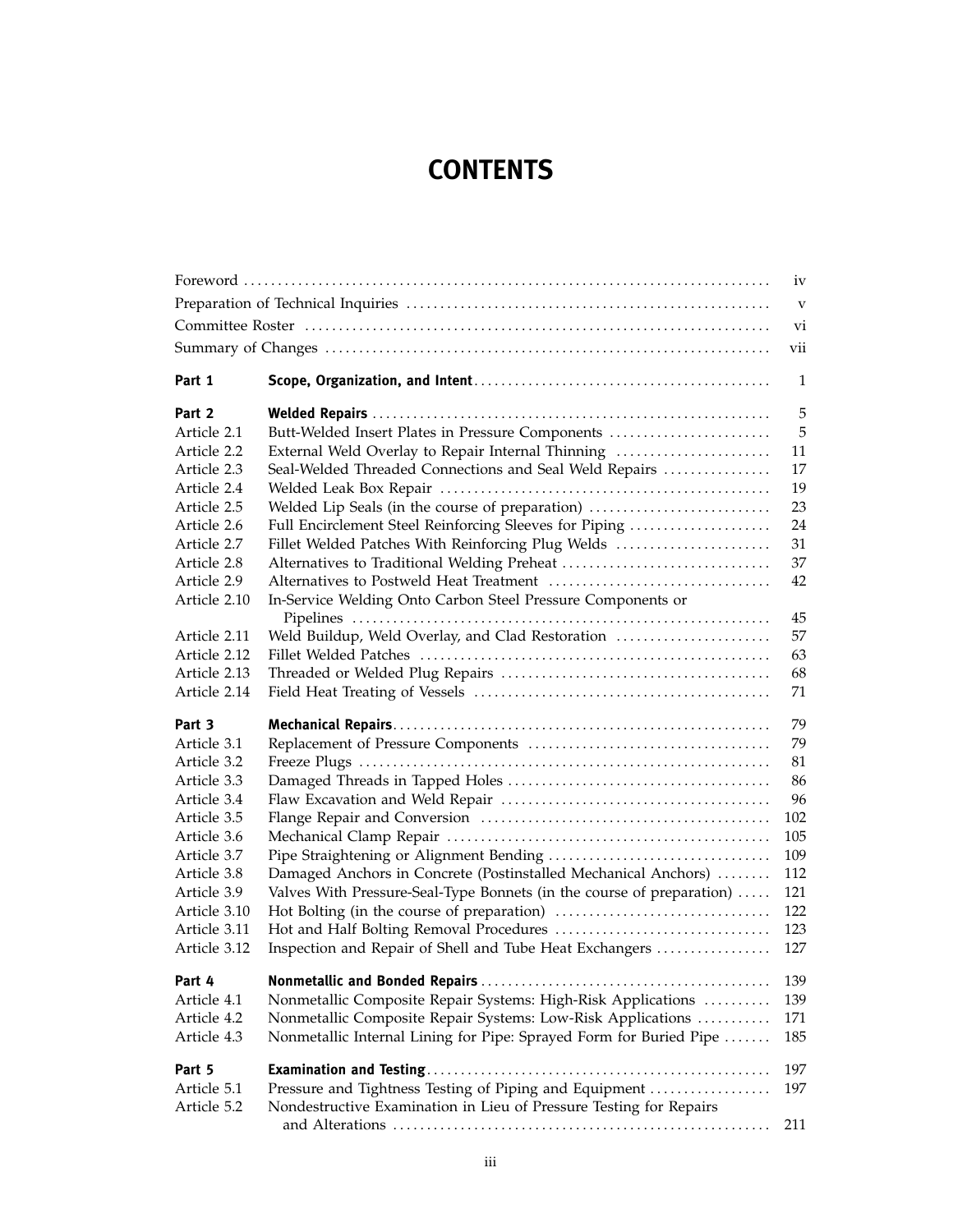# CONTENTS

| | | |
|---|---|---|
| Foreword | | iv |
| Preparation of Technical Inquiries | | v |
| Committee Roster | | vi |
| Summary of Changes | | vii |
| **Part 1** | **Scope, Organization, and Intent** | 1 |
| **Part 2** | **Welded Repairs** | 5 |
| Article 2.1 | Butt-Welded Insert Plates in Pressure Components | 5 |
| Article 2.2 | External Weld Overlay to Repair Internal Thinning | 11 |
| Article 2.3 | Seal-Welded Threaded Connections and Seal Weld Repairs | 17 |
| Article 2.4 | Welded Leak Box Repair | 19 |
| Article 2.5 | Welded Lip Seals (in the course of preparation) | 23 |
| Article 2.6 | Full Encirclement Steel Reinforcing Sleeves for Piping | 24 |
| Article 2.7 | Fillet Welded Patches With Reinforcing Plug Welds | 31 |
| Article 2.8 | Alternatives to Traditional Welding Preheat | 37 |
| Article 2.9 | Alternatives to Postweld Heat Treatment | 42 |
| Article 2.10 | In-Service Welding Onto Carbon Steel Pressure Components or Pipelines | 45 |
| Article 2.11 | Weld Buildup, Weld Overlay, and Clad Restoration | 57 |
| Article 2.12 | Fillet Welded Patches | 63 |
| Article 2.13 | Threaded or Welded Plug Repairs | 68 |
| Article 2.14 | Field Heat Treating of Vessels | 71 |
| **Part 3** | **Mechanical Repairs** | 79 |
| Article 3.1 | Replacement of Pressure Components | 79 |
| Article 3.2 | Freeze Plugs | 81 |
| Article 3.3 | Damaged Threads in Tapped Holes | 86 |
| Article 3.4 | Flaw Excavation and Weld Repair | 96 |
| Article 3.5 | Flange Repair and Conversion | 102 |
| Article 3.6 | Mechanical Clamp Repair | 105 |
| Article 3.7 | Pipe Straightening or Alignment Bending | 109 |
| Article 3.8 | Damaged Anchors in Concrete (Postinstalled Mechanical Anchors) | 112 |
| Article 3.9 | Valves With Pressure-Seal-Type Bonnets (in the course of preparation) | 121 |
| Article 3.10 | Hot Bolting (in the course of preparation) | 122 |
| Article 3.11 | Hot and Half Bolting Removal Procedures | 123 |
| Article 3.12 | Inspection and Repair of Shell and Tube Heat Exchangers | 127 |
| **Part 4** | **Nonmetallic and Bonded Repairs** | 139 |
| Article 4.1 | Nonmetallic Composite Repair Systems: High-Risk Applications | 139 |
| Article 4.2 | Nonmetallic Composite Repair Systems: Low-Risk Applications | 171 |
| Article 4.3 | Nonmetallic Internal Lining for Pipe: Sprayed Form for Buried Pipe | 185 |
| **Part 5** | **Examination and Testing** | 197 |
| Article 5.1 | Pressure and Tightness Testing of Piping and Equipment | 197 |
| Article 5.2 | Nondestructive Examination in Lieu of Pressure Testing for Repairs and Alterations | 211 |